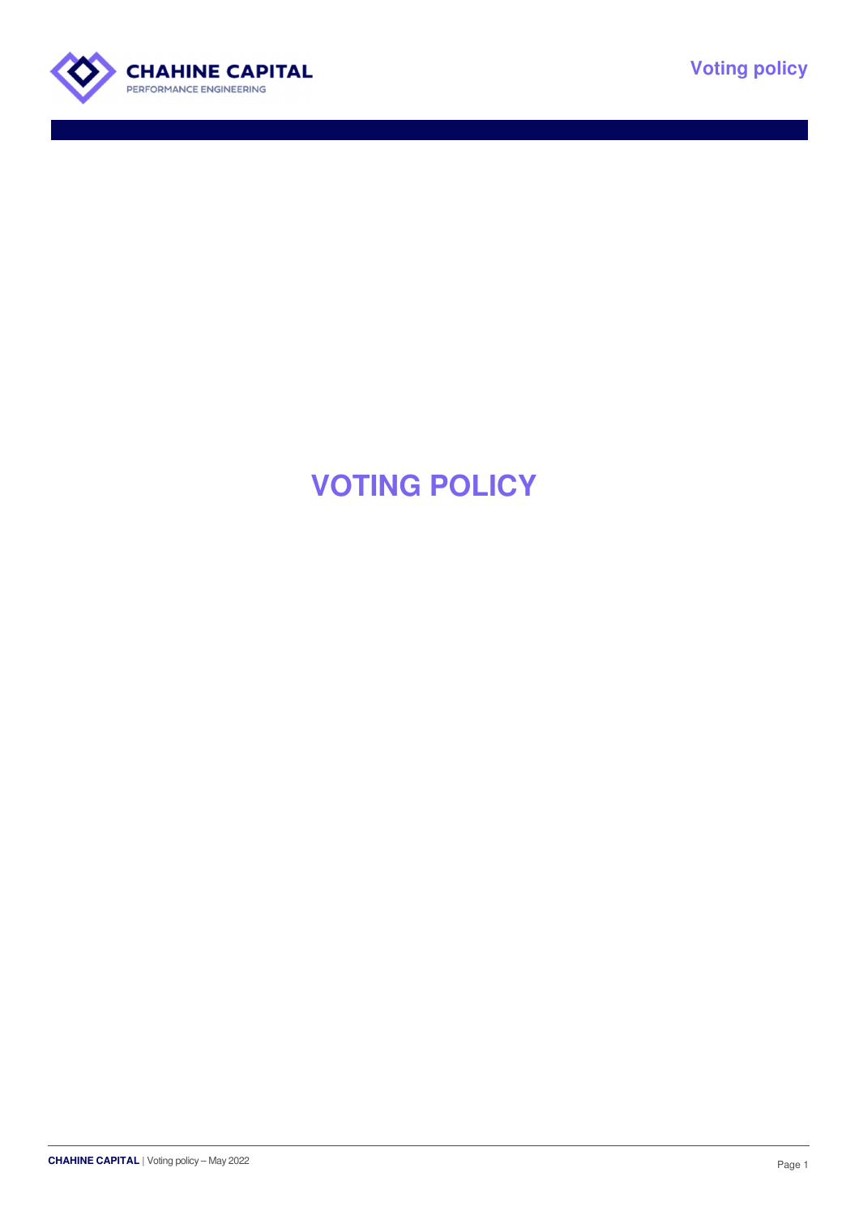# VOTING POLICY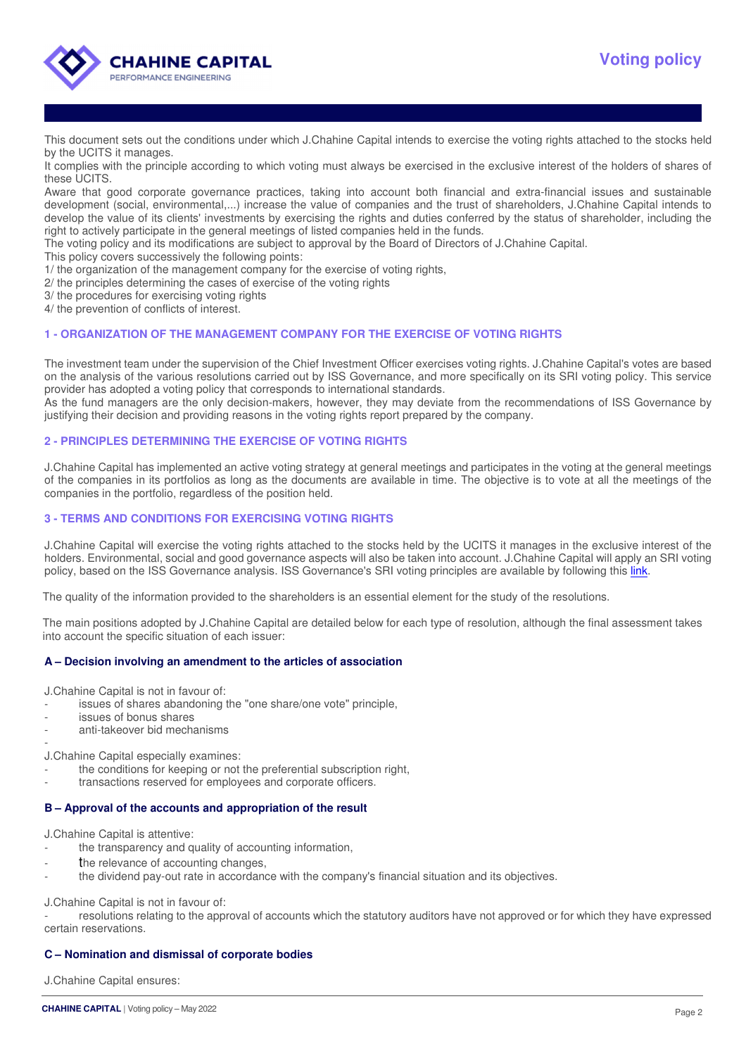This document sets out the conditions under which J.Chahine Capital intends to exercise the voting rights attached to the stocks held by the UCITS it manages.

It complies with the principle according to which voting must always be exercised in the exclusive interest of the holders of shares of these UCITS.

Aware that good corporate governance practices, taking into account both financial and extra-financial issues and sustainable development (social, environmental,...) increase the value of companies and the trust of shareholders, J.Chahine Capital intends to develop the value of its clients' investments by exercising the rights and duties conferred by the status of shareholder, including the right to actively participate in the general meetings of listed companies held in the funds.

The voting policy and its modifications are subject to approval by the Board of Directors of J.Chahine Capital.

This policy covers successively the following points:

1/ the organization of the management company for the exercise of voting rights,

2/ the principles determining the cases of exercise of the voting rights

3/ the procedures for exercising voting rights

4/ the prevention of conflicts of interest.

## 1 - ORGANIZATION OF THE MANAGEMENT COMPANY FOR THE EXERCISE OF VOTING RIGHTS

The investment team under the supervision of the Chief Investment Officer exercises voting rights. J.Chahine Capital's votes are based on the analysis of the various resolutions carried out by ISS Governance, and more specifically on its SRI voting policy. This service provider has adopted a voting policy that corresponds to international standards.

As the fund managers are the only decision-makers, however, they may deviate from the recommendations of ISS Governance by justifying their decision and providing reasons in the voting rights report prepared by the company.

## 2 - PRINCIPLES DETERMINING THE EXERCISE OF VOTING RIGHTS

J.Chahine Capital has implemented an active voting strategy at general meetings and participates in the voting at the general meetings of the companies in its portfolios as long as the documents are available in time. The objective is to vote at all the meetings of the companies in the portfolio, regardless of the position held.

## 3 - TERMS AND CONDITIONS FOR EXERCISING VOTING RIGHTS

J.Chahine Capital will exercise the voting rights attached to the stocks held by the UCITS it manages in the exclusive interest of the holders. Environmental, social and good governance aspects will also be taken into account. J.Chahine Capital will apply an SRI voting policy, based on the ISS Governance analysis. ISS Governance's SRI voting principles are available by following this link.

The quality of the information provided to the shareholders is an essential element for the study of the resolutions.

The main positions adopted by J.Chahine Capital are detailed below for each type of resolution, although the final assessment takes into account the specific situation of each issuer:

### A – Decision involving an amendment to the articles of association

J.Chahine Capital is not in favour of:

- issues of shares abandoning the "one share/one vote" principle,
- issues of bonus shares
- anti-takeover bid mechanisms

J.Chahine Capital especially examines:

- the conditions for keeping or not the preferential subscription right,
- transactions reserved for employees and corporate officers.

### B – Approval of the accounts and appropriation of the result

J.Chahine Capital is attentive:

- the transparency and quality of accounting information,
- the relevance of accounting changes,
- the dividend pay-out rate in accordance with the company's financial situation and its objectives.

J.Chahine Capital is not in favour of:

- resolutions relating to the approval of accounts which the statutory auditors have not approved or for which they have expressed certain reservations.

### C – Nomination and dismissal of corporate bodies

J.Chahine Capital ensures: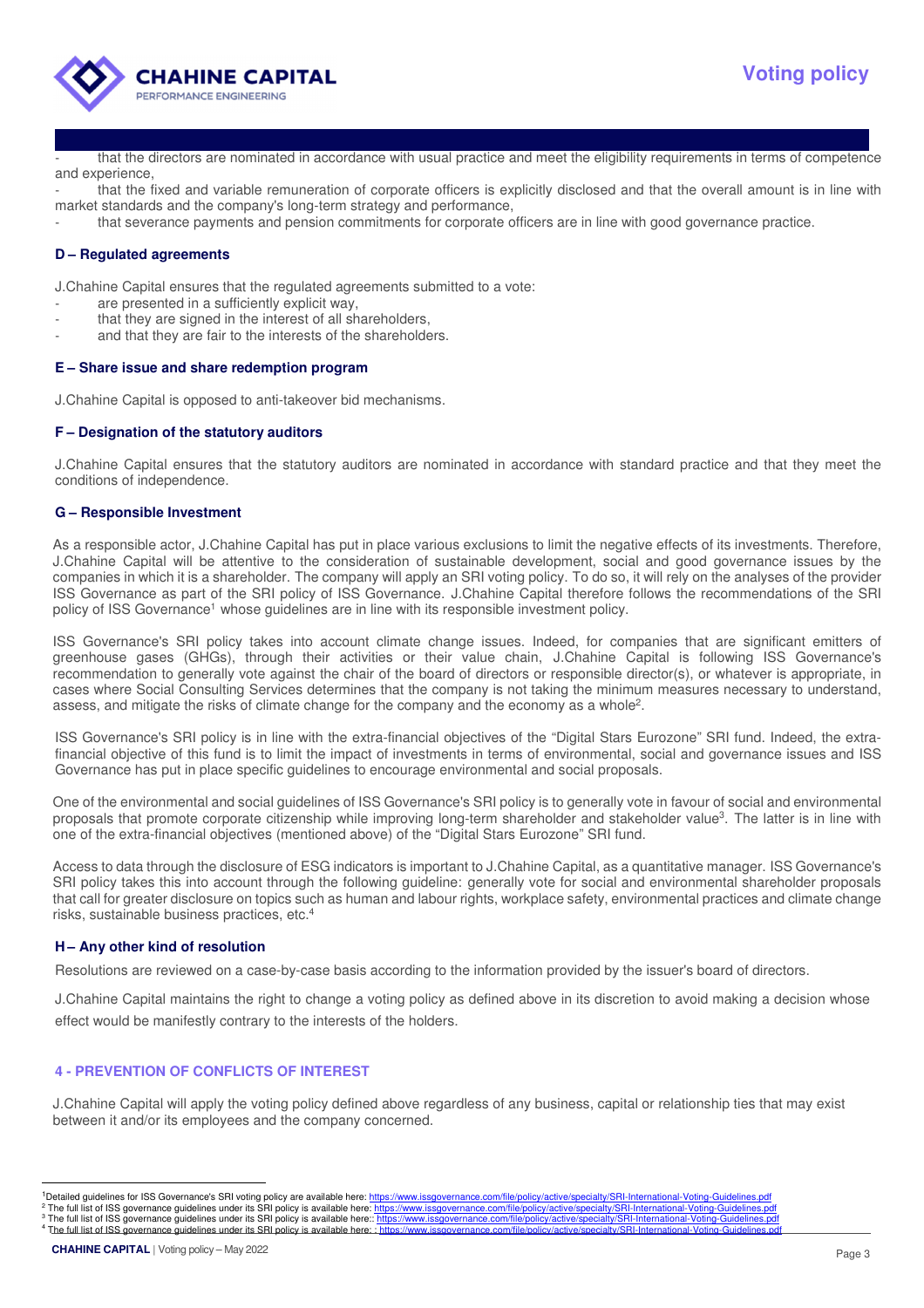- that the directors are nominated in accordance with usual practice and meet the eligibility requirements in terms of competence and experience,
- that the fixed and variable remuneration of corporate officers is explicitly disclosed and that the overall amount is in line with market standards and the company's long-term strategy and performance,
- that severance payments and pension commitments for corporate officers are in line with good governance practice.

#### D – Regulated agreements

J.Chahine Capital ensures that the regulated agreements submitted to a vote:

- are presented in a sufficiently explicit way,
- that they are signed in the interest of all shareholders,
- and that they are fair to the interests of the shareholders.

#### E – Share issue and share redemption program

J.Chahine Capital is opposed to anti-takeover bid mechanisms.

#### F – Designation of the statutory auditors

J.Chahine Capital ensures that the statutory auditors are nominated in accordance with standard practice and that they meet the conditions of independence.

#### G – Responsible Investment

As a responsible actor, J.Chahine Capital has put in place various exclusions to limit the negative effects of its investments. Therefore, J.Chahine Capital will be attentive to the consideration of sustainable development, social and good governance issues by the companies in which it is a shareholder. The company will apply an SRI voting policy. To do so, it will rely on the analyses of the provider ISS Governance as part of the SRI policy of ISS Governance. J.Chahine Capital therefore follows the recommendations of the SRI policy of ISS Governance[1] whose guidelines are in line with its responsible investment policy.

ISS Governance's SRI policy takes into account climate change issues. Indeed, for companies that are significant emitters of greenhouse gases (GHGs), through their activities or their value chain, J.Chahine Capital is following ISS Governance's recommendation to generally vote against the chair of the board of directors or responsible director(s), or whatever is appropriate, in cases where Social Consulting Services determines that the company is not taking the minimum measures necessary to understand, assess, and mitigate the risks of climate change for the company and the economy as a whole[2].

ISS Governance's SRI policy is in line with the extra-financial objectives of the "Digital Stars Eurozone" SRI fund. Indeed, the extra-financial objective of this fund is to limit the impact of investments in terms of environmental, social and governance issues and ISS Governance has put in place specific guidelines to encourage environmental and social proposals.

One of the environmental and social guidelines of ISS Governance's SRI policy is to generally vote in favour of social and environmental proposals that promote corporate citizenship while improving long-term shareholder and stakeholder value[3]. The latter is in line with one of the extra-financial objectives (mentioned above) of the "Digital Stars Eurozone" SRI fund.

Access to data through the disclosure of ESG indicators is important to J.Chahine Capital, as a quantitative manager. ISS Governance's SRI policy takes this into account through the following guideline: generally vote for social and environmental shareholder proposals that call for greater disclosure on topics such as human and labour rights, workplace safety, environmental practices and climate change risks, sustainable business practices, etc.[4]

#### H – Any other kind of resolution

Resolutions are reviewed on a case-by-case basis according to the information provided by the issuer's board of directors.

J.Chahine Capital maintains the right to change a voting policy as defined above in its discretion to avoid making a decision whose effect would be manifestly contrary to the interests of the holders.

## 4 - PREVENTION OF CONFLICTS OF INTEREST

J.Chahine Capital will apply the voting policy defined above regardless of any business, capital or relationship ties that may exist between it and/or its employees and the company concerned.

---

[1] Detailed guidelines for ISS Governance's SRI voting policy are available here: https://www.issgovernance.com/file/policy/active/specialty/SRI-International-Voting-Guidelines.pdf
[2] The full list of ISS governance guidelines under its SRI policy is available here: https://www.issgovernance.com/file/policy/active/specialty/SRI-International-Voting-Guidelines.pdf
[3] The full list of ISS governance guidelines under its SRI policy is available here:: https://www.issgovernance.com/file/policy/active/specialty/SRI-International-Voting-Guidelines.pdf
[4] The full list of ISS governance guidelines under its SRI policy is available here: : https://www.issgovernance.com/file/policy/active/specialty/SRI-International-Voting-Guidelines.pdf